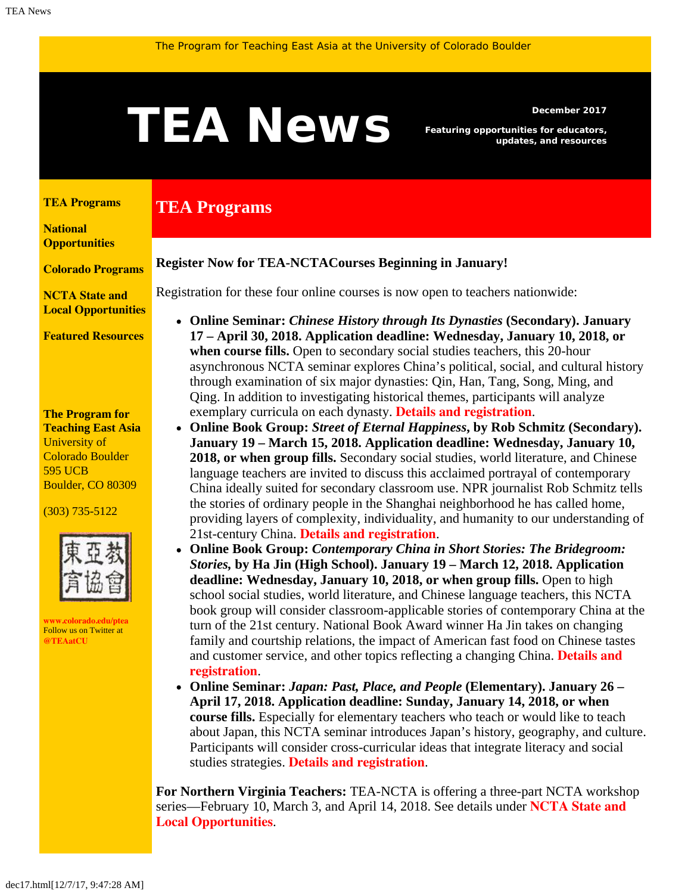The Program for Teaching East Asia at the University of Colorado Boulder

# TEA News

**December 2017**

**Featuring opportunities for educators, updates, and resources**

**TEA Programs**

**National Opportunities**

**Colorado Programs**

**NCTA State and Local Opportunities**

**Featured Resources**

**The Program for Teaching East Asia**
University of Colorado Boulder
595 UCB
Boulder, CO 80309

(303) 735-5122

東亞教育協會

**www.colorado.edu/ptea**
Follow us on Twitter at **@TEAatCU**

## TEA Programs

**Register Now for TEA-NCTACourses Beginning in January!**

Registration for these four online courses is now open to teachers nationwide:

- **Online Seminar:** ***Chinese History through Its Dynasties*** **(Secondary). January 17 – April 30, 2018. Application deadline: Wednesday, January 10, 2018, or when course fills.** Open to secondary social studies teachers, this 20-hour asynchronous NCTA seminar explores China's political, social, and cultural history through examination of six major dynasties: Qin, Han, Tang, Song, Ming, and Qing. In addition to investigating historical themes, participants will analyze exemplary curricula on each dynasty. **Details and registration**.
- **Online Book Group:** ***Street of Eternal Happiness*****, by Rob Schmitz (Secondary). January 19 – March 15, 2018. Application deadline: Wednesday, January 10, 2018, or when group fills.** Secondary social studies, world literature, and Chinese language teachers are invited to discuss this acclaimed portrayal of contemporary China ideally suited for secondary classroom use. NPR journalist Rob Schmitz tells the stories of ordinary people in the Shanghai neighborhood he has called home, providing layers of complexity, individuality, and humanity to our understanding of 21st-century China. **Details and registration**.
- **Online Book Group:** ***Contemporary China in Short Stories: The Bridegroom: Stories*****, by Ha Jin (High School). January 19 – March 12, 2018. Application deadline: Wednesday, January 10, 2018, or when group fills.** Open to high school social studies, world literature, and Chinese language teachers, this NCTA book group will consider classroom-applicable stories of contemporary China at the turn of the 21st century. National Book Award winner Ha Jin takes on changing family and courtship relations, the impact of American fast food on Chinese tastes and customer service, and other topics reflecting a changing China. **Details and registration**.
- **Online Seminar:** ***Japan: Past, Place, and People*** **(Elementary). January 26 – April 17, 2018. Application deadline: Sunday, January 14, 2018, or when course fills.** Especially for elementary teachers who teach or would like to teach about Japan, this NCTA seminar introduces Japan's history, geography, and culture. Participants will consider cross-curricular ideas that integrate literacy and social studies strategies. **Details and registration**.

**For Northern Virginia Teachers:** TEA-NCTA is offering a three-part NCTA workshop series—February 10, March 3, and April 14, 2018. See details under **NCTA State and Local Opportunities**.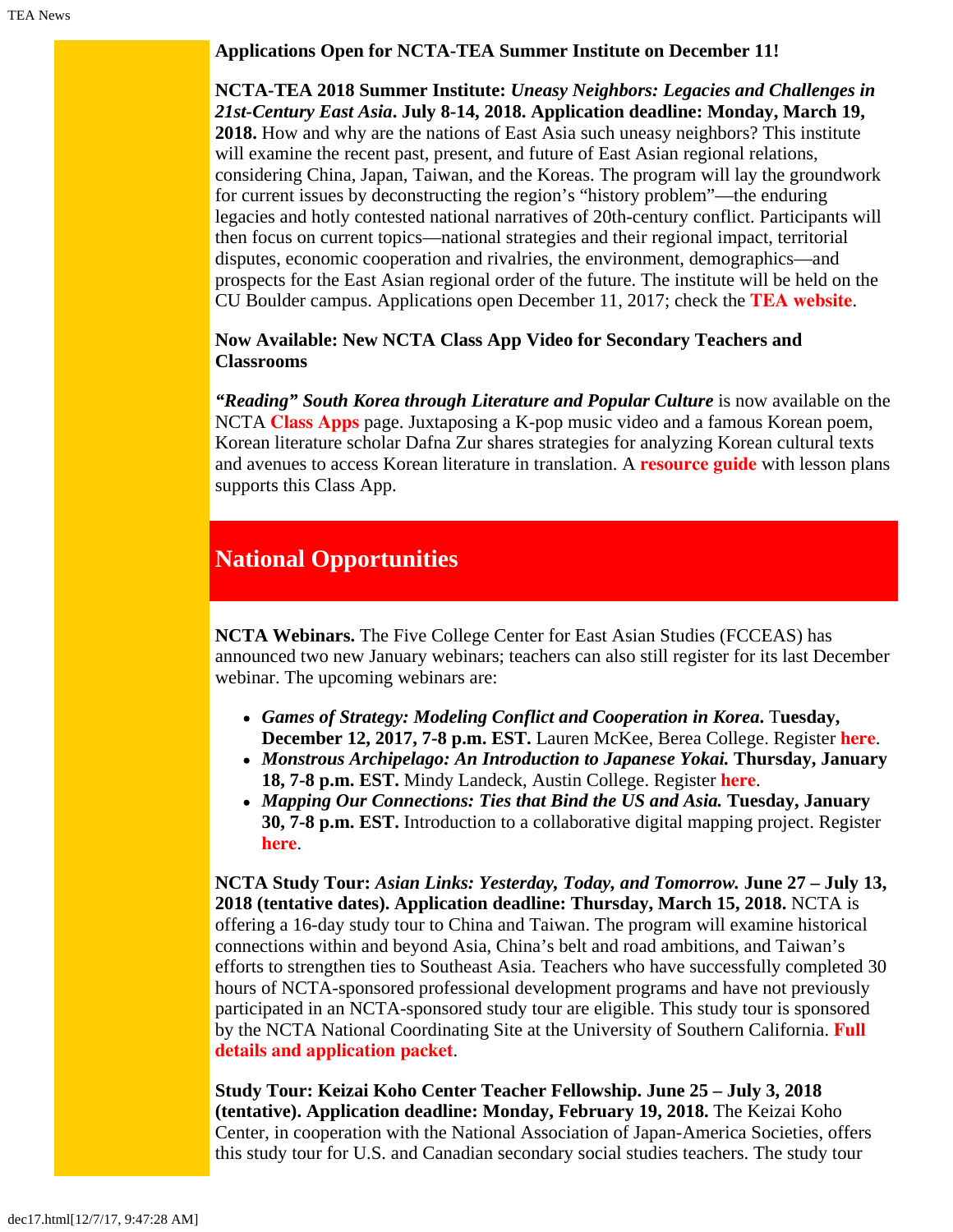**Applications Open for NCTA-TEA Summer Institute on December 11!**

**NCTA-TEA 2018 Summer Institute:** ***Uneasy Neighbors: Legacies and Challenges in 21st-Century East Asia*****. July 8-14, 2018. Application deadline: Monday, March 19, 2018.** How and why are the nations of East Asia such uneasy neighbors? This institute will examine the recent past, present, and future of East Asian regional relations, considering China, Japan, Taiwan, and the Koreas. The program will lay the groundwork for current issues by deconstructing the region's "history problem"—the enduring legacies and hotly contested national narratives of 20th-century conflict. Participants will then focus on current topics—national strategies and their regional impact, territorial disputes, economic cooperation and rivalries, the environment, demographics—and prospects for the East Asian regional order of the future. The institute will be held on the CU Boulder campus. Applications open December 11, 2017; check the **TEA website**.

**Now Available: New NCTA Class App Video for Secondary Teachers and Classrooms**

***"Reading" South Korea through Literature and Popular Culture*** is now available on the NCTA **Class Apps** page. Juxtaposing a K-pop music video and a famous Korean poem, Korean literature scholar Dafna Zur shares strategies for analyzing Korean cultural texts and avenues to access Korean literature in translation. A **resource guide** with lesson plans supports this Class App.

## National Opportunities

**NCTA Webinars.** The Five College Center for East Asian Studies (FCCEAS) has announced two new January webinars; teachers can also still register for its last December webinar. The upcoming webinars are:

- ***Games of Strategy: Modeling Conflict and Cooperation in Korea*****. Tuesday, December 12, 2017, 7-8 p.m. EST.** Lauren McKee, Berea College. Register **here**.
- ***Monstrous Archipelago: An Introduction to Japanese Yokai.*** **Thursday, January 18, 7-8 p.m. EST.** Mindy Landeck, Austin College. Register **here**.
- ***Mapping Our Connections: Ties that Bind the US and Asia.*** **Tuesday, January 30, 7-8 p.m. EST.** Introduction to a collaborative digital mapping project. Register **here**.

**NCTA Study Tour:** ***Asian Links: Yesterday, Today, and Tomorrow.*** **June 27 – July 13, 2018 (tentative dates). Application deadline: Thursday, March 15, 2018.** NCTA is offering a 16-day study tour to China and Taiwan. The program will examine historical connections within and beyond Asia, China's belt and road ambitions, and Taiwan's efforts to strengthen ties to Southeast Asia. Teachers who have successfully completed 30 hours of NCTA-sponsored professional development programs and have not previously participated in an NCTA-sponsored study tour are eligible. This study tour is sponsored by the NCTA National Coordinating Site at the University of Southern California. **Full details and application packet**.

**Study Tour: Keizai Koho Center Teacher Fellowship. June 25 – July 3, 2018 (tentative). Application deadline: Monday, February 19, 2018.** The Keizai Koho Center, in cooperation with the National Association of Japan-America Societies, offers this study tour for U.S. and Canadian secondary social studies teachers. The study tour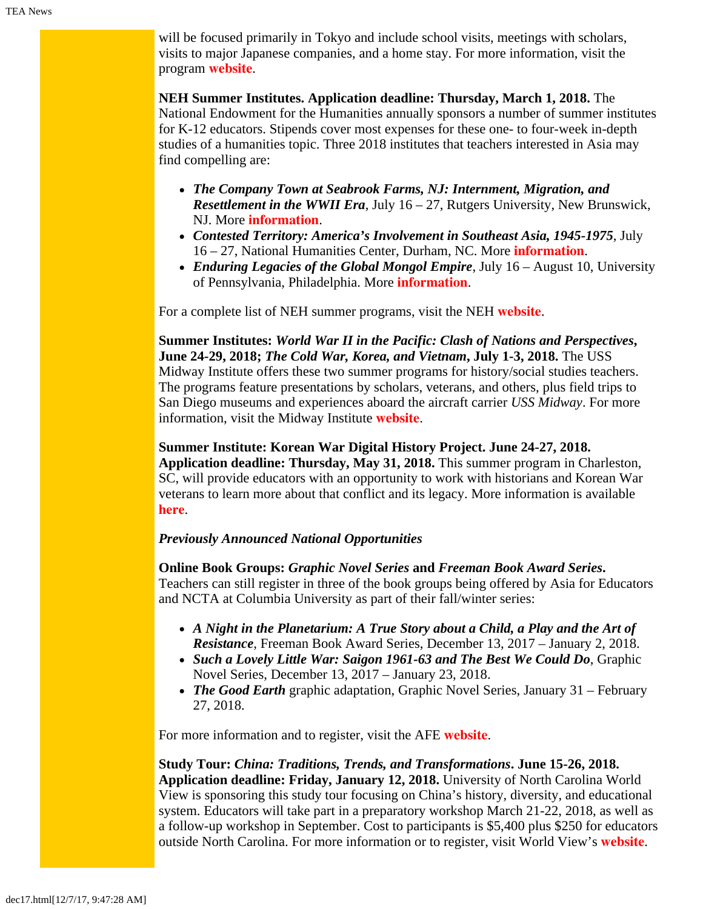will be focused primarily in Tokyo and include school visits, meetings with scholars, visits to major Japanese companies, and a home stay. For more information, visit the program **website**.

**NEH Summer Institutes. Application deadline: Thursday, March 1, 2018.** The National Endowment for the Humanities annually sponsors a number of summer institutes for K-12 educators. Stipends cover most expenses for these one- to four-week in-depth studies of a humanities topic. Three 2018 institutes that teachers interested in Asia may find compelling are:

- ***The Company Town at Seabrook Farms, NJ: Internment, Migration, and Resettlement in the WWII Era***, July 16 – 27, Rutgers University, New Brunswick, NJ. More **information**.
- ***Contested Territory: America's Involvement in Southeast Asia, 1945-1975***, July 16 – 27, National Humanities Center, Durham, NC. More **information**.
- ***Enduring Legacies of the Global Mongol Empire***, July 16 – August 10, University of Pennsylvania, Philadelphia. More **information**.

For a complete list of NEH summer programs, visit the NEH **website**.

**Summer Institutes: *World War II in the Pacific: Clash of Nations and Perspectives*, June 24-29, 2018; *The Cold War, Korea, and Vietnam*, July 1-3, 2018.** The USS Midway Institute offers these two summer programs for history/social studies teachers. The programs feature presentations by scholars, veterans, and others, plus field trips to San Diego museums and experiences aboard the aircraft carrier *USS Midway*. For more information, visit the Midway Institute **website**.

**Summer Institute: Korean War Digital History Project. June 24-27, 2018. Application deadline: Thursday, May 31, 2018.** This summer program in Charleston, SC, will provide educators with an opportunity to work with historians and Korean War veterans to learn more about that conflict and its legacy. More information is available **here**.

***Previously Announced National Opportunities***

**Online Book Groups: *Graphic Novel Series* and *Freeman Book Award Series*.** Teachers can still register in three of the book groups being offered by Asia for Educators and NCTA at Columbia University as part of their fall/winter series:

- ***A Night in the Planetarium: A True Story about a Child, a Play and the Art of Resistance***, Freeman Book Award Series, December 13, 2017 – January 2, 2018.
- ***Such a Lovely Little War: Saigon 1961-63 and The Best We Could Do***, Graphic Novel Series, December 13, 2017 – January 23, 2018.
- ***The Good Earth*** graphic adaptation, Graphic Novel Series, January 31 – February 27, 2018.

For more information and to register, visit the AFE **website**.

**Study Tour: *China: Traditions, Trends, and Transformations*. June 15-26, 2018. Application deadline: Friday, January 12, 2018.** University of North Carolina World View is sponsoring this study tour focusing on China's history, diversity, and educational system. Educators will take part in a preparatory workshop March 21-22, 2018, as well as a follow-up workshop in September. Cost to participants is $5,400 plus $250 for educators outside North Carolina. For more information or to register, visit World View's **website**.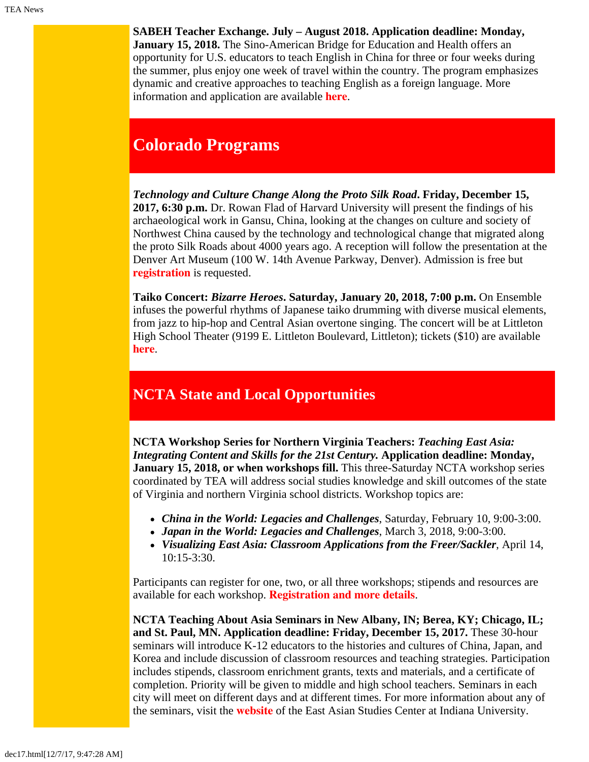**SABEH Teacher Exchange. July – August 2018. Application deadline: Monday, January 15, 2018.** The Sino-American Bridge for Education and Health offers an opportunity for U.S. educators to teach English in China for three or four weeks during the summer, plus enjoy one week of travel within the country. The program emphasizes dynamic and creative approaches to teaching English as a foreign language. More information and application are available **here**.

## Colorado Programs

***Technology and Culture Change Along the Proto Silk Road*. Friday, December 15, 2017, 6:30 p.m.** Dr. Rowan Flad of Harvard University will present the findings of his archaeological work in Gansu, China, looking at the changes on culture and society of Northwest China caused by the technology and technological change that migrated along the proto Silk Roads about 4000 years ago. A reception will follow the presentation at the Denver Art Museum (100 W. 14th Avenue Parkway, Denver). Admission is free but **registration** is requested.

**Taiko Concert: *Bizarre Heroes*. Saturday, January 20, 2018, 7:00 p.m.** On Ensemble infuses the powerful rhythms of Japanese taiko drumming with diverse musical elements, from jazz to hip-hop and Central Asian overtone singing. The concert will be at Littleton High School Theater (9199 E. Littleton Boulevard, Littleton); tickets ($10) are available **here**.

## NCTA State and Local Opportunities

**NCTA Workshop Series for Northern Virginia Teachers: *Teaching East Asia: Integrating Content and Skills for the 21st Century.* Application deadline: Monday, January 15, 2018, or when workshops fill.** This three-Saturday NCTA workshop series coordinated by TEA will address social studies knowledge and skill outcomes of the state of Virginia and northern Virginia school districts. Workshop topics are:

- ***China in the World: Legacies and Challenges***, Saturday, February 10, 9:00-3:00.
- ***Japan in the World: Legacies and Challenges***, March 3, 2018, 9:00-3:00.
- ***Visualizing East Asia: Classroom Applications from the Freer/Sackler***, April 14, 10:15-3:30.

Participants can register for one, two, or all three workshops; stipends and resources are available for each workshop. **Registration and more details**.

**NCTA Teaching About Asia Seminars in New Albany, IN; Berea, KY; Chicago, IL; and St. Paul, MN. Application deadline: Friday, December 15, 2017.** These 30-hour seminars will introduce K-12 educators to the histories and cultures of China, Japan, and Korea and include discussion of classroom resources and teaching strategies. Participation includes stipends, classroom enrichment grants, texts and materials, and a certificate of completion. Priority will be given to middle and high school teachers. Seminars in each city will meet on different days and at different times. For more information about any of the seminars, visit the **website** of the East Asian Studies Center at Indiana University.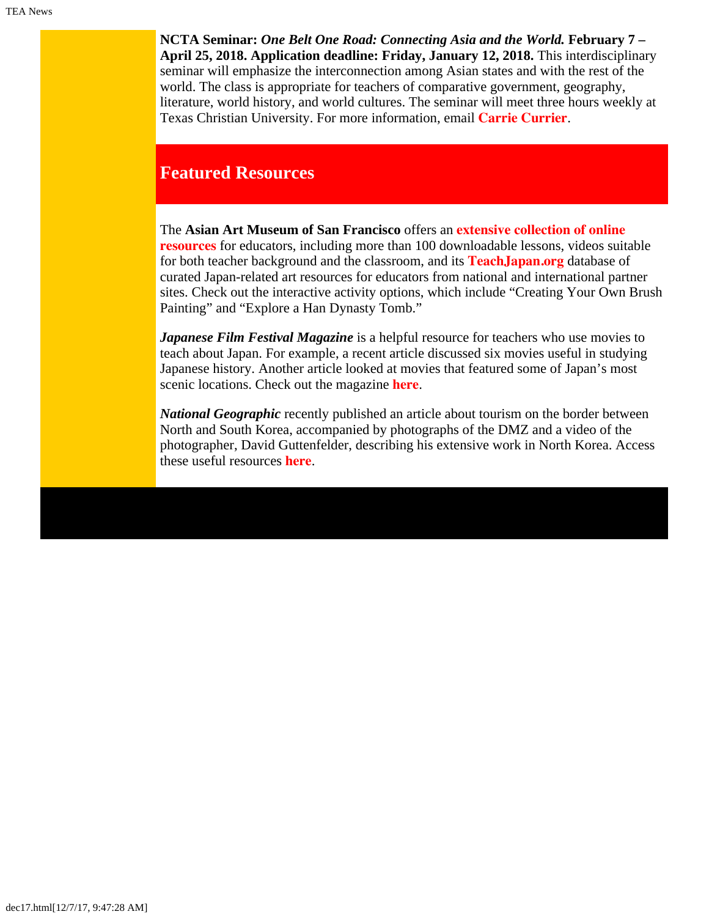**NCTA Seminar:** ***One Belt One Road: Connecting Asia and the World.*** **February 7 – April 25, 2018. Application deadline: Friday, January 12, 2018.** This interdisciplinary seminar will emphasize the interconnection among Asian states and with the rest of the world. The class is appropriate for teachers of comparative government, geography, literature, world history, and world cultures. The seminar will meet three hours weekly at Texas Christian University. For more information, email **Carrie Currier**.

## Featured Resources

The **Asian Art Museum of San Francisco** offers an **extensive collection of online resources** for educators, including more than 100 downloadable lessons, videos suitable for both teacher background and the classroom, and its **TeachJapan.org** database of curated Japan-related art resources for educators from national and international partner sites. Check out the interactive activity options, which include “Creating Your Own Brush Painting” and “Explore a Han Dynasty Tomb.”

***Japanese Film Festival Magazine*** is a helpful resource for teachers who use movies to teach about Japan. For example, a recent article discussed six movies useful in studying Japanese history. Another article looked at movies that featured some of Japan’s most scenic locations. Check out the magazine **here**.

***National Geographic*** recently published an article about tourism on the border between North and South Korea, accompanied by photographs of the DMZ and a video of the photographer, David Guttenfelder, describing his extensive work in North Korea. Access these useful resources **here**.